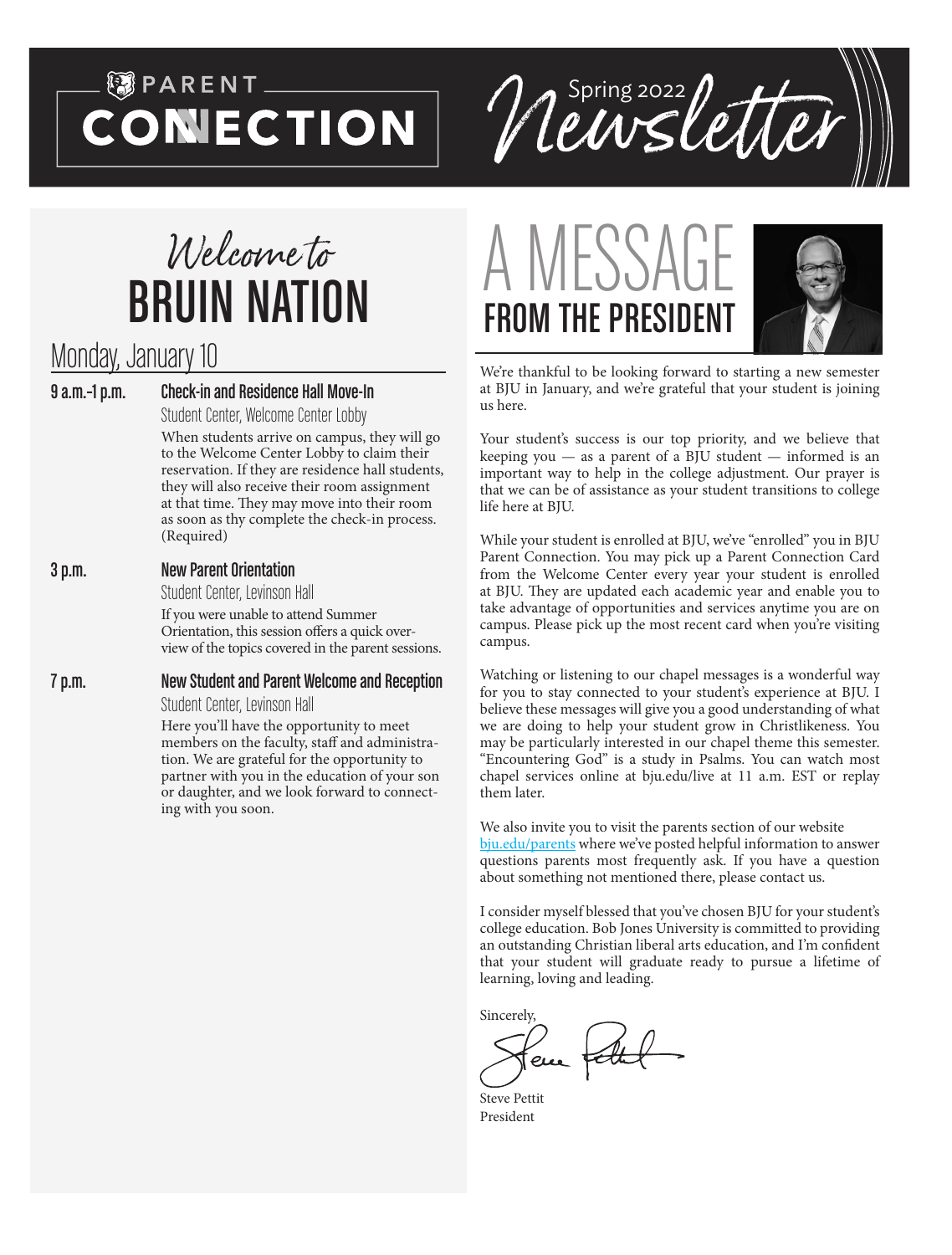# PARENT CONNECTION

## Spring 2022 Newsletter

## Welcome to BRUIN NATION

### Monday, January 10

**9 a.m.-1 p.m.** **Check-in and Residence Hall Move-In**
Student Center, Welcome Center Lobby
When students arrive on campus, they will go to the Welcome Center Lobby to claim their reservation. If they are residence hall students, they will also receive their room assignment at that time. They may move into their room as soon as thy complete the check-in process. (Required)

**3 p.m.** **New Parent Orientation**
Student Center, Levinson Hall
If you were unable to attend Summer Orientation, this session offers a quick overview of the topics covered in the parent sessions.

**7 p.m.** **New Student and Parent Welcome and Reception**
Student Center, Levinson Hall
Here you'll have the opportunity to meet members on the faculty, staff and administration. We are grateful for the opportunity to partner with you in the education of your son or daughter, and we look forward to connecting with you soon.

## A MESSAGE FROM THE PRESIDENT

We're thankful to be looking forward to starting a new semester at BJU in January, and we're grateful that your student is joining us here.

Your student's success is our top priority, and we believe that keeping you — as a parent of a BJU student — informed is an important way to help in the college adjustment. Our prayer is that we can be of assistance as your student transitions to college life here at BJU.

While your student is enrolled at BJU, we've "enrolled" you in BJU Parent Connection. You may pick up a Parent Connection Card from the Welcome Center every year your student is enrolled at BJU. They are updated each academic year and enable you to take advantage of opportunities and services anytime you are on campus. Please pick up the most recent card when you're visiting campus.

Watching or listening to our chapel messages is a wonderful way for you to stay connected to your student's experience at BJU. I believe these messages will give you a good understanding of what we are doing to help your student grow in Christlikeness. You may be particularly interested in our chapel theme this semester. "Encountering God" is a study in Psalms. You can watch most chapel services online at bju.edu/live at 11 a.m. EST or replay them later.

We also invite you to visit the parents section of our website bju.edu/parents where we've posted helpful information to answer questions parents most frequently ask. If you have a question about something not mentioned there, please contact us.

I consider myself blessed that you've chosen BJU for your student's college education. Bob Jones University is committed to providing an outstanding Christian liberal arts education, and I'm confident that your student will graduate ready to pursue a lifetime of learning, loving and leading.

Sincerely,

Steve Pettit
President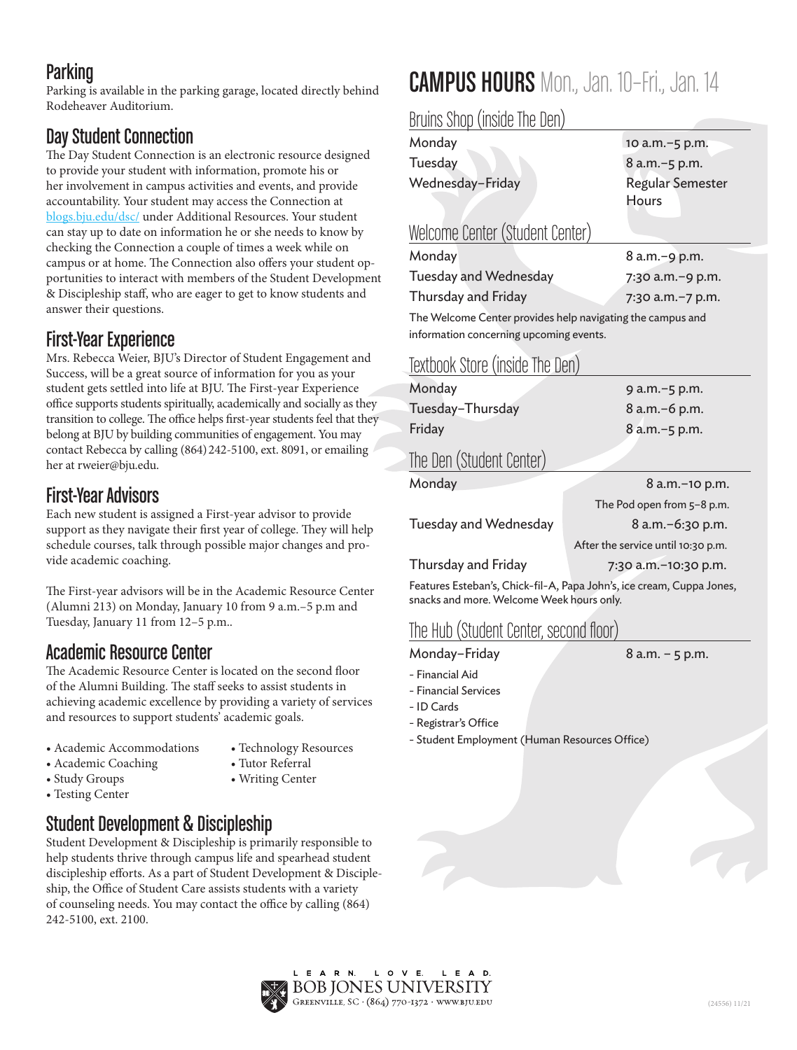## Parking

Parking is available in the parking garage, located directly behind Rodeheaver Auditorium.

## Day Student Connection

The Day Student Connection is an electronic resource designed to provide your student with information, promote his or her involvement in campus activities and events, and provide accountability. Your student may access the Connection at blogs.bju.edu/dsc/ under Additional Resources. Your student can stay up to date on information he or she needs to know by checking the Connection a couple of times a week while on campus or at home. The Connection also offers your student opportunities to interact with members of the Student Development & Discipleship staff, who are eager to get to know students and answer their questions.

## First-Year Experience

Mrs. Rebecca Weier, BJU's Director of Student Engagement and Success, will be a great source of information for you as your student gets settled into life at BJU. The First-year Experience office supports students spiritually, academically and socially as they transition to college. The office helps first-year students feel that they belong at BJU by building communities of engagement. You may contact Rebecca by calling (864) 242-5100, ext. 8091, or emailing her at rweier@bju.edu.

## First-Year Advisors

Each new student is assigned a First-year advisor to provide support as they navigate their first year of college. They will help schedule courses, talk through possible major changes and provide academic coaching.

The First-year advisors will be in the Academic Resource Center (Alumni 213) on Monday, January 10 from 9 a.m.–5 p.m and Tuesday, January 11 from 12–5 p.m..

## Academic Resource Center

The Academic Resource Center is located on the second floor of the Alumni Building. The staff seeks to assist students in achieving academic excellence by providing a variety of services and resources to support students' academic goals.

- Academic Accommodations
- Academic Coaching
- Study Groups
- Testing Center
- Technology Resources
- Tutor Referral
- Writing Center

## Student Development & Discipleship

Student Development & Discipleship is primarily responsible to help students thrive through campus life and spearhead student discipleship efforts. As a part of Student Development & Discipleship, the Office of Student Care assists students with a variety of counseling needs. You may contact the office by calling (864) 242-5100, ext. 2100.

# CAMPUS HOURS Mon., Jan. 10–Fri., Jan. 14

## Bruins Shop (inside The Den)

| | |
|---|---|
| Monday | 10 a.m.–5 p.m. |
| Tuesday | 8 a.m.–5 p.m. |
| Wednesday–Friday | Regular Semester Hours |

## Welcome Center (Student Center)

| | |
|---|---|
| Monday | 8 a.m.–9 p.m. |
| Tuesday and Wednesday | 7:30 a.m.–9 p.m. |
| Thursday and Friday | 7:30 a.m.–7 p.m. |

The Welcome Center provides help navigating the campus and information concerning upcoming events.

## Textbook Store (inside The Den)

| | |
|---|---|
| Monday | 9 a.m.–5 p.m. |
| Tuesday–Thursday | 8 a.m.–6 p.m. |
| Friday | 8 a.m.–5 p.m. |

## The Den (Student Center)

| | |
|---|---|
| Monday | 8 a.m.–10 p.m. |
| | The Pod open from 5–8 p.m. |
| Tuesday and Wednesday | 8 a.m.–6:30 p.m. |
| | After the service until 10:30 p.m. |
| Thursday and Friday | 7:30 a.m.–10:30 p.m. |

Features Esteban's, Chick-fil-A, Papa John's, ice cream, Cuppa Jones, snacks and more. Welcome Week hours only.

## The Hub (Student Center, second floor)

| | |
|---|---|
| Monday–Friday | 8 a.m. – 5 p.m. |

- Financial Aid
- Financial Services
- ID Cards
- Registrar's Office
- Student Employment (Human Resources Office)

LEARN. LOVE. LEAD.
BOB JONES UNIVERSITY
Greenville, SC · (864) 770-1372 · www.bju.edu

(24556) 11/21